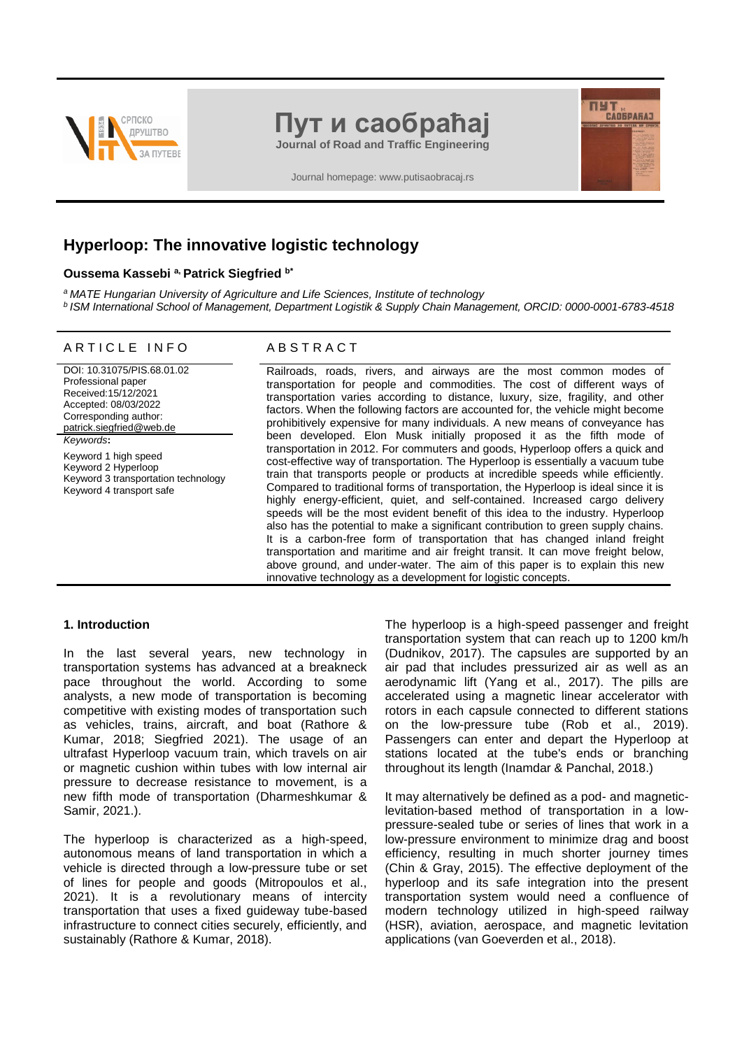Пут​ и саобраћај

Journal of Road and Traffic Engineering

Journal homepage: www.putisaobracaj.rs

# Hyperloop: The innovative logistic technology

**Oussema Kassebi [a], Patrick Siegfried [b*]**

[a] *MATE Hungarian University of Agriculture and Life Sciences, Institute of technology*
[b] *ISM International School of Management, Department Logistik & Supply Chain Management, ORCID: 0000-0001-6783-4518*

## ARTICLE INFO

DOI: 10.31075/PIS.68.01.02
Professional paper
Received:15/12/2021
Accepted: 08/03/2022
Corresponding author:
patrick.siegfried@web.de

*Keywords*:

Keyword 1 high speed
Keyword 2 Hyperloop
Keyword 3 transportation technology
Keyword 4 transport safe

## ABSTRACT

Railroads, roads, rivers, and airways are the most common modes of transportation for people and commodities. The cost of different ways of transportation varies according to distance, luxury, size, fragility, and other factors. When the following factors are accounted for, the vehicle might become prohibitively expensive for many individuals. A new means of conveyance has been developed. Elon Musk initially proposed it as the fifth mode of transportation in 2012. For commuters and goods, Hyperloop offers a quick and cost-effective way of transportation. The Hyperloop is essentially a vacuum tube train that transports people or products at incredible speeds while efficiently. Compared to traditional forms of transportation, the Hyperloop is ideal since it is highly energy-efficient, quiet, and self-contained. Increased cargo delivery speeds will be the most evident benefit of this idea to the industry. Hyperloop also has the potential to make a significant contribution to green supply chains. It is a carbon-free form of transportation that has changed inland freight transportation and maritime and air freight transit. It can move freight below, above ground, and under-water. The aim of this paper is to explain this new innovative technology as a development for logistic concepts.

## 1. Introduction

In the last several years, new technology in transportation systems has advanced at a breakneck pace throughout the world. According to some analysts, a new mode of transportation is becoming competitive with existing modes of transportation such as vehicles, trains, aircraft, and boat (Rathore & Kumar, 2018; Siegfried 2021). The usage of an ultrafast Hyperloop vacuum train, which travels on air or magnetic cushion within tubes with low internal air pressure to decrease resistance to movement, is a new fifth mode of transportation (Dharmeshkumar & Samir, 2021.).

The hyperloop is characterized as a high-speed, autonomous means of land transportation in which a vehicle is directed through a low-pressure tube or set of lines for people and goods (Mitropoulos et al., 2021). It is a revolutionary means of intercity transportation that uses a fixed guideway tube-based infrastructure to connect cities securely, efficiently, and sustainably (Rathore & Kumar, 2018).

The hyperloop is a high-speed passenger and freight transportation system that can reach up to 1200 km/h (Dudnikov, 2017). The capsules are supported by an air pad that includes pressurized air as well as an aerodynamic lift (Yang et al., 2017). The pills are accelerated using a magnetic linear accelerator with rotors in each capsule connected to different stations on the low-pressure tube (Rob et al., 2019). Passengers can enter and depart the Hyperloop at stations located at the tube's ends or branching throughout its length (Inamdar & Panchal, 2018.)

It may alternatively be defined as a pod- and magnetic-levitation-based method of transportation in a low-pressure-sealed tube or series of lines that work in a low-pressure environment to minimize drag and boost efficiency, resulting in much shorter journey times (Chin & Gray, 2015). The effective deployment of the hyperloop and its safe integration into the present transportation system would need a confluence of modern technology utilized in high-speed railway (HSR), aviation, aerospace, and magnetic levitation applications (van Goeverden et al., 2018).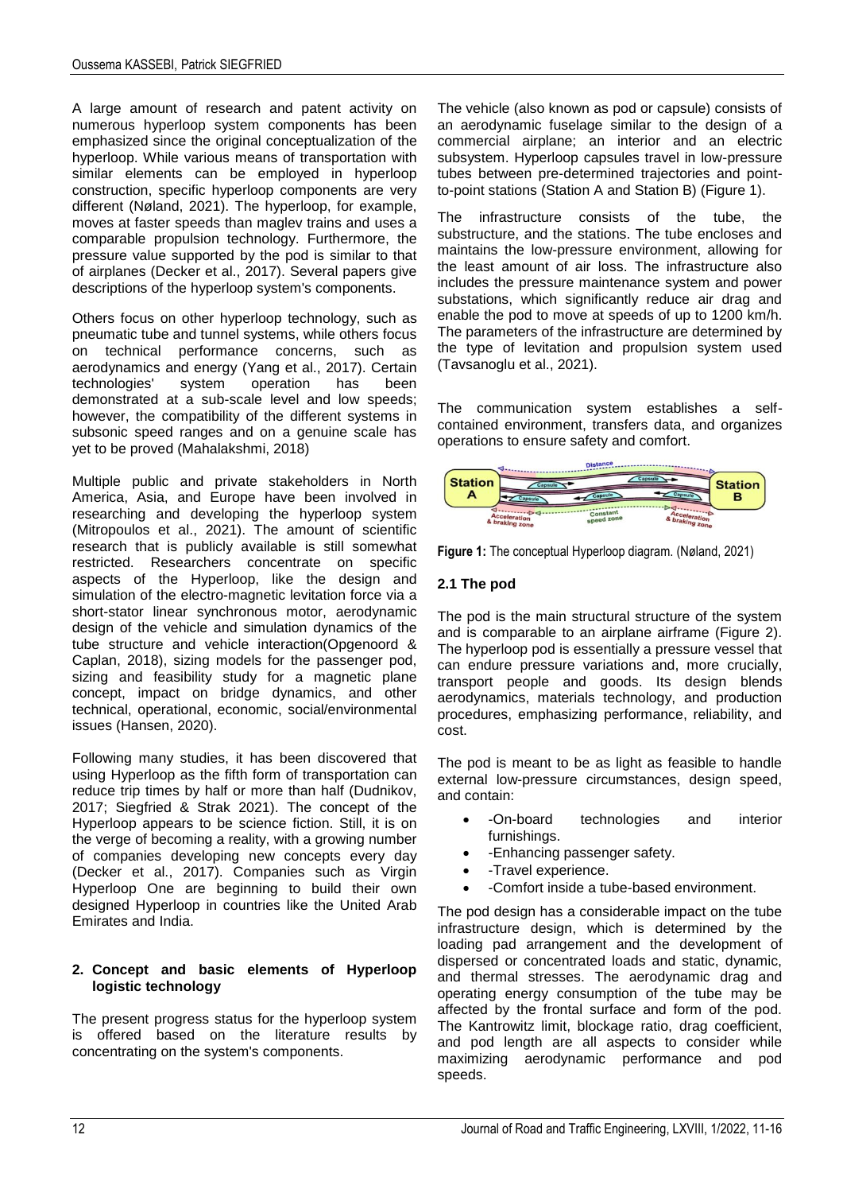A large amount of research and patent activity on numerous hyperloop system components has been emphasized since the original conceptualization of the hyperloop. While various means of transportation with similar elements can be employed in hyperloop construction, specific hyperloop components are very different (Nøland, 2021). The hyperloop, for example, moves at faster speeds than maglev trains and uses a comparable propulsion technology. Furthermore, the pressure value supported by the pod is similar to that of airplanes (Decker et al., 2017). Several papers give descriptions of the hyperloop system's components.

Others focus on other hyperloop technology, such as pneumatic tube and tunnel systems, while others focus on technical performance concerns, such as aerodynamics and energy (Yang et al., 2017). Certain technologies' system operation has been demonstrated at a sub-scale level and low speeds; however, the compatibility of the different systems in subsonic speed ranges and on a genuine scale has yet to be proved (Mahalakshmi, 2018)

Multiple public and private stakeholders in North America, Asia, and Europe have been involved in researching and developing the hyperloop system (Mitropoulos et al., 2021). The amount of scientific research that is publicly available is still somewhat restricted. Researchers concentrate on specific aspects of the Hyperloop, like the design and simulation of the electro-magnetic levitation force via a short-stator linear synchronous motor, aerodynamic design of the vehicle and simulation dynamics of the tube structure and vehicle interaction(Opgenoord & Caplan, 2018), sizing models for the passenger pod, sizing and feasibility study for a magnetic plane concept, impact on bridge dynamics, and other technical, operational, economic, social/environmental issues (Hansen, 2020).

Following many studies, it has been discovered that using Hyperloop as the fifth form of transportation can reduce trip times by half or more than half (Dudnikov, 2017; Siegfried & Strak 2021). The concept of the Hyperloop appears to be science fiction. Still, it is on the verge of becoming a reality, with a growing number of companies developing new concepts every day (Decker et al., 2017). Companies such as Virgin Hyperloop One are beginning to build their own designed Hyperloop in countries like the United Arab Emirates and India.

## 2. Concept and basic elements of Hyperloop logistic technology

The present progress status for the hyperloop system is offered based on the literature results by concentrating on the system's components.

The vehicle (also known as pod or capsule) consists of an aerodynamic fuselage similar to the design of a commercial airplane; an interior and an electric subsystem. Hyperloop capsules travel in low-pressure tubes between pre-determined trajectories and point-to-point stations (Station A and Station B) (Figure 1).

The infrastructure consists of the tube, the substructure, and the stations. The tube encloses and maintains the low-pressure environment, allowing for the least amount of air loss. The infrastructure also includes the pressure maintenance system and power substations, which significantly reduce air drag and enable the pod to move at speeds of up to 1200 km/h. The parameters of the infrastructure are determined by the type of levitation and propulsion system used (Tavsanoglu et al., 2021).

The communication system establishes a self-contained environment, transfers data, and organizes operations to ensure safety and comfort.

**Figure 1:** The conceptual Hyperloop diagram. (Nøland, 2021)

### 2.1 The pod

The pod is the main structural structure of the system and is comparable to an airplane airframe (Figure 2). The hyperloop pod is essentially a pressure vessel that can endure pressure variations and, more crucially, transport people and goods. Its design blends aerodynamics, materials technology, and production procedures, emphasizing performance, reliability, and cost.

The pod is meant to be as light as feasible to handle external low-pressure circumstances, design speed, and contain:

- -On-board technologies and interior furnishings.
- -Enhancing passenger safety.
- -Travel experience.
- -Comfort inside a tube-based environment.

The pod design has a considerable impact on the tube infrastructure design, which is determined by the loading pad arrangement and the development of dispersed or concentrated loads and static, dynamic, and thermal stresses. The aerodynamic drag and operating energy consumption of the tube may be affected by the frontal surface and form of the pod. The Kantrowitz limit, blockage ratio, drag coefficient, and pod length are all aspects to consider while maximizing aerodynamic performance and pod speeds.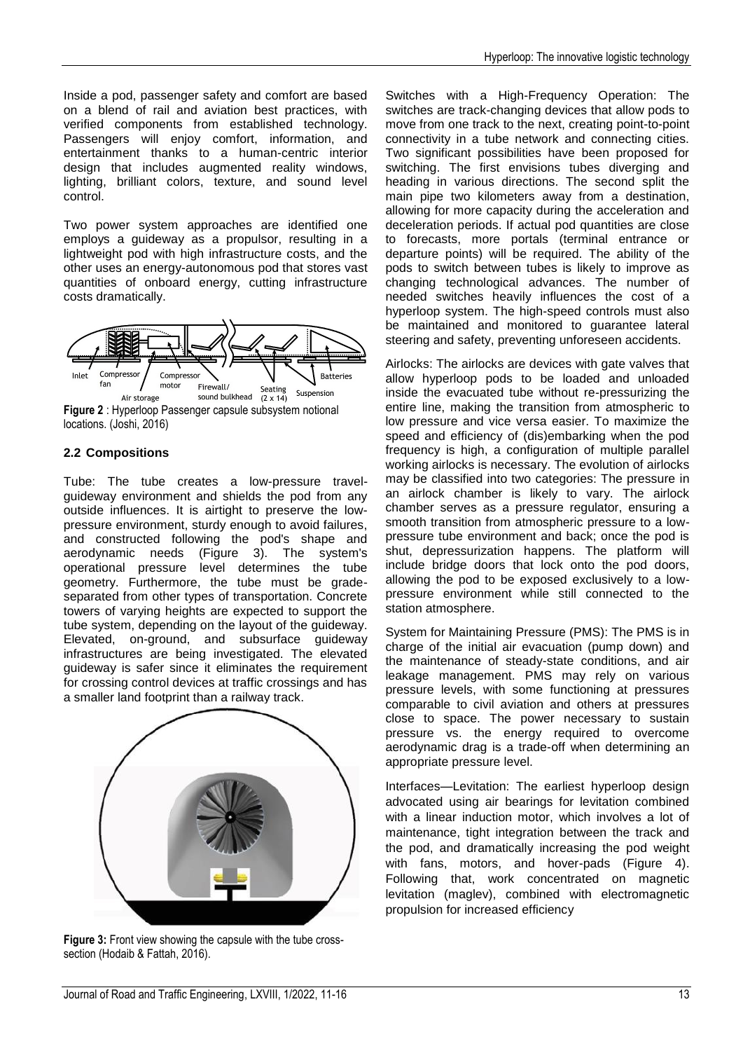Inside a pod, passenger safety and comfort are based on a blend of rail and aviation best practices, with verified components from established technology. Passengers will enjoy comfort, information, and entertainment thanks to a human-centric interior design that includes augmented reality windows, lighting, brilliant colors, texture, and sound level control.

Two power system approaches are identified one employs a guideway as a propulsor, resulting in a lightweight pod with high infrastructure costs, and the other uses an energy-autonomous pod that stores vast quantities of onboard energy, cutting infrastructure costs dramatically.

**Figure 2** : Hyperloop Passenger capsule subsystem notional locations. (Joshi, 2016)

### 2.2 Compositions

Tube: The tube creates a low-pressure travel-guideway environment and shields the pod from any outside influences. It is airtight to preserve the low-pressure environment, sturdy enough to avoid failures, and constructed following the pod's shape and aerodynamic needs (Figure 3). The system's operational pressure level determines the tube geometry. Furthermore, the tube must be grade-separated from other types of transportation. Concrete towers of varying heights are expected to support the tube system, depending on the layout of the guideway. Elevated, on-ground, and subsurface guideway infrastructures are being investigated. The elevated guideway is safer since it eliminates the requirement for crossing control devices at traffic crossings and has a smaller land footprint than a railway track.

**Figure 3:** Front view showing the capsule with the tube cross-section (Hodaib & Fattah, 2016).

Switches with a High-Frequency Operation: The switches are track-changing devices that allow pods to move from one track to the next, creating point-to-point connectivity in a tube network and connecting cities. Two significant possibilities have been proposed for switching. The first envisions tubes diverging and heading in various directions. The second split the main pipe two kilometers away from a destination, allowing for more capacity during the acceleration and deceleration periods. If actual pod quantities are close to forecasts, more portals (terminal entrance or departure points) will be required. The ability of the pods to switch between tubes is likely to improve as changing technological advances. The number of needed switches heavily influences the cost of a hyperloop system. The high-speed controls must also be maintained and monitored to guarantee lateral steering and safety, preventing unforeseen accidents.

Airlocks: The airlocks are devices with gate valves that allow hyperloop pods to be loaded and unloaded inside the evacuated tube without re-pressurizing the entire line, making the transition from atmospheric to low pressure and vice versa easier. To maximize the speed and efficiency of (dis)embarking when the pod frequency is high, a configuration of multiple parallel working airlocks is necessary. The evolution of airlocks may be classified into two categories: The pressure in an airlock chamber is likely to vary. The airlock chamber serves as a pressure regulator, ensuring a smooth transition from atmospheric pressure to a low-pressure tube environment and back; once the pod is shut, depressurization happens. The platform will include bridge doors that lock onto the pod doors, allowing the pod to be exposed exclusively to a low-pressure environment while still connected to the station atmosphere.

System for Maintaining Pressure (PMS): The PMS is in charge of the initial air evacuation (pump down) and the maintenance of steady-state conditions, and air leakage management. PMS may rely on various pressure levels, with some functioning at pressures comparable to civil aviation and others at pressures close to space. The power necessary to sustain pressure vs. the energy required to overcome aerodynamic drag is a trade-off when determining an appropriate pressure level.

Interfaces—Levitation: The earliest hyperloop design advocated using air bearings for levitation combined with a linear induction motor, which involves a lot of maintenance, tight integration between the track and the pod, and dramatically increasing the pod weight with fans, motors, and hover-pads (Figure 4). Following that, work concentrated on magnetic levitation (maglev), combined with electromagnetic propulsion for increased efficiency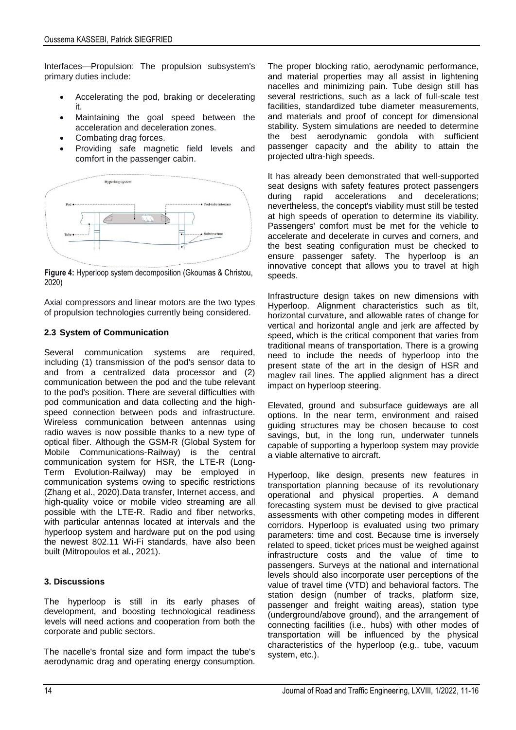Interfaces—Propulsion: The propulsion subsystem's primary duties include:

- Accelerating the pod, braking or decelerating it.
- Maintaining the goal speed between the acceleration and deceleration zones.
- Combating drag forces.
- Providing safe magnetic field levels and comfort in the passenger cabin.

**Figure 4:** Hyperloop system decomposition (Gkoumas & Christou, 2020)

Axial compressors and linear motors are the two types of propulsion technologies currently being considered.

### 2.3 System of Communication

Several communication systems are required, including (1) transmission of the pod's sensor data to and from a centralized data processor and (2) communication between the pod and the tube relevant to the pod's position. There are several difficulties with pod communication and data collecting and the high-speed connection between pods and infrastructure. Wireless communication between antennas using radio waves is now possible thanks to a new type of optical fiber. Although the GSM-R (Global System for Mobile Communications-Railway) is the central communication system for HSR, the LTE-R (Long-Term Evolution-Railway) may be employed in communication systems owing to specific restrictions (Zhang et al., 2020).Data transfer, Internet access, and high-quality voice or mobile video streaming are all possible with the LTE-R. Radio and fiber networks, with particular antennas located at intervals and the hyperloop system and hardware put on the pod using the newest 802.11 Wi-Fi standards, have also been built (Mitropoulos et al., 2021).

## 3. Discussions

The hyperloop is still in its early phases of development, and boosting technological readiness levels will need actions and cooperation from both the corporate and public sectors.

The nacelle's frontal size and form impact the tube's aerodynamic drag and operating energy consumption. The proper blocking ratio, aerodynamic performance, and material properties may all assist in lightening nacelles and minimizing pain. Tube design still has several restrictions, such as a lack of full-scale test facilities, standardized tube diameter measurements, and materials and proof of concept for dimensional stability. System simulations are needed to determine the best aerodynamic gondola with sufficient passenger capacity and the ability to attain the projected ultra-high speeds.

It has already been demonstrated that well-supported seat designs with safety features protect passengers during rapid accelerations and decelerations; nevertheless, the concept's viability must still be tested at high speeds of operation to determine its viability. Passengers' comfort must be met for the vehicle to accelerate and decelerate in curves and corners, and the best seating configuration must be checked to ensure passenger safety. The hyperloop is an innovative concept that allows you to travel at high speeds.

Infrastructure design takes on new dimensions with Hyperloop. Alignment characteristics such as tilt, horizontal curvature, and allowable rates of change for vertical and horizontal angle and jerk are affected by speed, which is the critical component that varies from traditional means of transportation. There is a growing need to include the needs of hyperloop into the present state of the art in the design of HSR and maglev rail lines. The applied alignment has a direct impact on hyperloop steering.

Elevated, ground and subsurface guideways are all options. In the near term, environment and raised guiding structures may be chosen because to cost savings, but, in the long run, underwater tunnels capable of supporting a hyperloop system may provide a viable alternative to aircraft.

Hyperloop, like design, presents new features in transportation planning because of its revolutionary operational and physical properties. A demand forecasting system must be devised to give practical assessments with other competing modes in different corridors. Hyperloop is evaluated using two primary parameters: time and cost. Because time is inversely related to speed, ticket prices must be weighed against infrastructure costs and the value of time to passengers. Surveys at the national and international levels should also incorporate user perceptions of the value of travel time (VTD) and behavioral factors. The station design (number of tracks, platform size, passenger and freight waiting areas), station type (underground/above ground), and the arrangement of connecting facilities (i.e., hubs) with other modes of transportation will be influenced by the physical characteristics of the hyperloop (e.g., tube, vacuum system, etc.).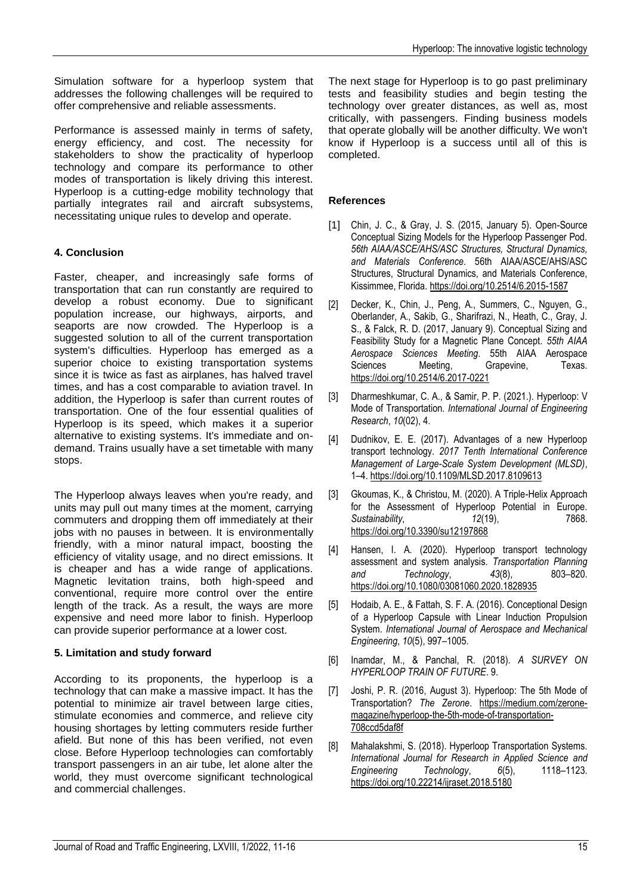Simulation software for a hyperloop system that addresses the following challenges will be required to offer comprehensive and reliable assessments.

Performance is assessed mainly in terms of safety, energy efficiency, and cost. The necessity for stakeholders to show the practicality of hyperloop technology and compare its performance to other modes of transportation is likely driving this interest. Hyperloop is a cutting-edge mobility technology that partially integrates rail and aircraft subsystems, necessitating unique rules to develop and operate.

## 4. Conclusion

Faster, cheaper, and increasingly safe forms of transportation that can run constantly are required to develop a robust economy. Due to significant population increase, our highways, airports, and seaports are now crowded. The Hyperloop is a suggested solution to all of the current transportation system's difficulties. Hyperloop has emerged as a superior choice to existing transportation systems since it is twice as fast as airplanes, has halved travel times, and has a cost comparable to aviation travel. In addition, the Hyperloop is safer than current routes of transportation. One of the four essential qualities of Hyperloop is its speed, which makes it a superior alternative to existing systems. It's immediate and on-demand. Trains usually have a set timetable with many stops.

The Hyperloop always leaves when you're ready, and units may pull out many times at the moment, carrying commuters and dropping them off immediately at their jobs with no pauses in between. It is environmentally friendly, with a minor natural impact, boosting the efficiency of vitality usage, and no direct emissions. It is cheaper and has a wide range of applications. Magnetic levitation trains, both high-speed and conventional, require more control over the entire length of the track. As a result, the ways are more expensive and need more labor to finish. Hyperloop can provide superior performance at a lower cost.

## 5. Limitation and study forward

According to its proponents, the hyperloop is a technology that can make a massive impact. It has the potential to minimize air travel between large cities, stimulate economies and commerce, and relieve city housing shortages by letting commuters reside further afield. But none of this has been verified, not even close. Before Hyperloop technologies can comfortably transport passengers in an air tube, let alone alter the world, they must overcome significant technological and commercial challenges.

The next stage for Hyperloop is to go past preliminary tests and feasibility studies and begin testing the technology over greater distances, as well as, most critically, with passengers. Finding business models that operate globally will be another difficulty. We won't know if Hyperloop is a success until all of this is completed.

## References

[1] Chin, J. C., & Gray, J. S. (2015, January 5). Open-Source Conceptual Sizing Models for the Hyperloop Passenger Pod. *56th AIAA/ASCE/AHS/ASC Structures, Structural Dynamics, and Materials Conference*. 56th AIAA/ASCE/AHS/ASC Structures, Structural Dynamics, and Materials Conference, Kissimmee, Florida. https://doi.org/10.2514/6.2015-1587

[2] Decker, K., Chin, J., Peng, A., Summers, C., Nguyen, G., Oberlander, A., Sakib, G., Sharifrazi, N., Heath, C., Gray, J. S., & Falck, R. D. (2017, January 9). Conceptual Sizing and Feasibility Study for a Magnetic Plane Concept. *55th AIAA Aerospace Sciences Meeting*. 55th AIAA Aerospace Sciences Meeting, Grapevine, Texas. https://doi.org/10.2514/6.2017-0221

[3] Dharmeshkumar, C. A., & Samir, P. P. (2021.). Hyperloop: V Mode of Transportation. *International Journal of Engineering Research*, *10*(02), 4.

[4] Dudnikov, E. E. (2017). Advantages of a new Hyperloop transport technology. *2017 Tenth International Conference Management of Large-Scale System Development (MLSD)*, 1–4. https://doi.org/10.1109/MLSD.2017.8109613

[3] Gkoumas, K., & Christou, M. (2020). A Triple-Helix Approach for the Assessment of Hyperloop Potential in Europe. *Sustainability*, *12*(19), 7868. https://doi.org/10.3390/su12197868

[4] Hansen, I. A. (2020). Hyperloop transport technology assessment and system analysis. *Transportation Planning and Technology*, *43*(8), 803–820. https://doi.org/10.1080/03081060.2020.1828935

[5] Hodaib, A. E., & Fattah, S. F. A. (2016). Conceptional Design of a Hyperloop Capsule with Linear Induction Propulsion System. *International Journal of Aerospace and Mechanical Engineering*, *10*(5), 997–1005.

[6] Inamdar, M., & Panchal, R. (2018). *A SURVEY ON HYPERLOOP TRAIN OF FUTURE*. 9.

[7] Joshi, P. R. (2016, August 3). Hyperloop: The 5th Mode of Transportation? *The Zerone*. https://medium.com/zerone-magazine/hyperloop-the-5th-mode-of-transportation-708ccd5daf8f

[8] Mahalakshmi, S. (2018). Hyperloop Transportation Systems. *International Journal for Research in Applied Science and Engineering Technology*, *6*(5), 1118–1123. https://doi.org/10.22214/ijraset.2018.5180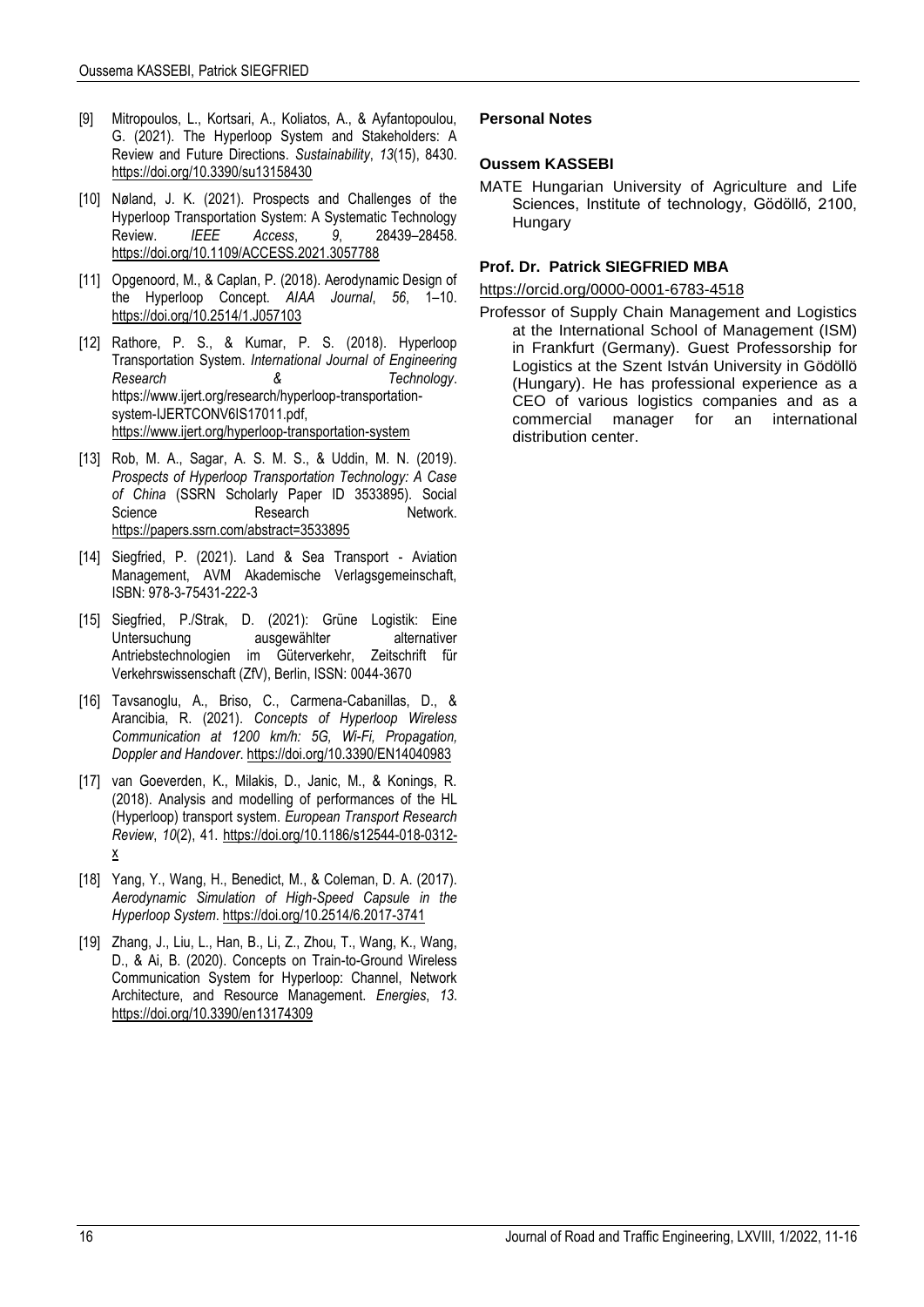[9] Mitropoulos, L., Kortsari, A., Koliatos, A., & Ayfantopoulou, G. (2021). The Hyperloop System and Stakeholders: A Review and Future Directions. *Sustainability*, *13*(15), 8430. https://doi.org/10.3390/su13158430

[10] Nøland, J. K. (2021). Prospects and Challenges of the Hyperloop Transportation System: A Systematic Technology Review. *IEEE Access*, *9*, 28439–28458. https://doi.org/10.1109/ACCESS.2021.3057788

[11] Opgenoord, M., & Caplan, P. (2018). Aerodynamic Design of the Hyperloop Concept. *AIAA Journal*, *56*, 1–10. https://doi.org/10.2514/1.J057103

[12] Rathore, P. S., & Kumar, P. S. (2018). Hyperloop Transportation System. *International Journal of Engineering Research & Technology*. https://www.ijert.org/research/hyperloop-transportation-system-IJERTCONV6IS17011.pdf, https://www.ijert.org/hyperloop-transportation-system

[13] Rob, M. A., Sagar, A. S. M. S., & Uddin, M. N. (2019). *Prospects of Hyperloop Transportation Technology: A Case of China* (SSRN Scholarly Paper ID 3533895). Social Science Research Network. https://papers.ssrn.com/abstract=3533895

[14] Siegfried, P. (2021). Land & Sea Transport - Aviation Management, AVM Akademische Verlagsgemeinschaft, ISBN: 978-3-75431-222-3

[15] Siegfried, P./Strak, D. (2021): Grüne Logistik: Eine Untersuchung ausgewählter alternativer Antriebstechnologien im Güterverkehr, Zeitschrift für Verkehrswissenschaft (ZfV), Berlin, ISSN: 0044-3670

[16] Tavsanoglu, A., Briso, C., Carmena-Cabanillas, D., & Arancibia, R. (2021). *Concepts of Hyperloop Wireless Communication at 1200 km/h: 5G, Wi-Fi, Propagation, Doppler and Handover*. https://doi.org/10.3390/EN14040983

[17] van Goeverden, K., Milakis, D., Janic, M., & Konings, R. (2018). Analysis and modelling of performances of the HL (Hyperloop) transport system. *European Transport Research Review*, *10*(2), 41. https://doi.org/10.1186/s12544-018-0312-x

[18] Yang, Y., Wang, H., Benedict, M., & Coleman, D. A. (2017). *Aerodynamic Simulation of High-Speed Capsule in the Hyperloop System*. https://doi.org/10.2514/6.2017-3741

[19] Zhang, J., Liu, L., Han, B., Li, Z., Zhou, T., Wang, K., Wang, D., & Ai, B. (2020). Concepts on Train-to-Ground Wireless Communication System for Hyperloop: Channel, Network Architecture, and Resource Management. *Energies*, *13*. https://doi.org/10.3390/en13174309

### Personal Notes

#### Oussem KASSEBI

MATE Hungarian University of Agriculture and Life Sciences, Institute of technology, Gödöllő, 2100, Hungary

#### Prof. Dr. Patrick SIEGFRIED MBA

https://orcid.org/0000-0001-6783-4518

Professor of Supply Chain Management and Logistics at the International School of Management (ISM) in Frankfurt (Germany). Guest Professorship for Logistics at the Szent István University in Gödöllö (Hungary). He has professional experience as a CEO of various logistics companies and as a commercial manager for an international distribution center.